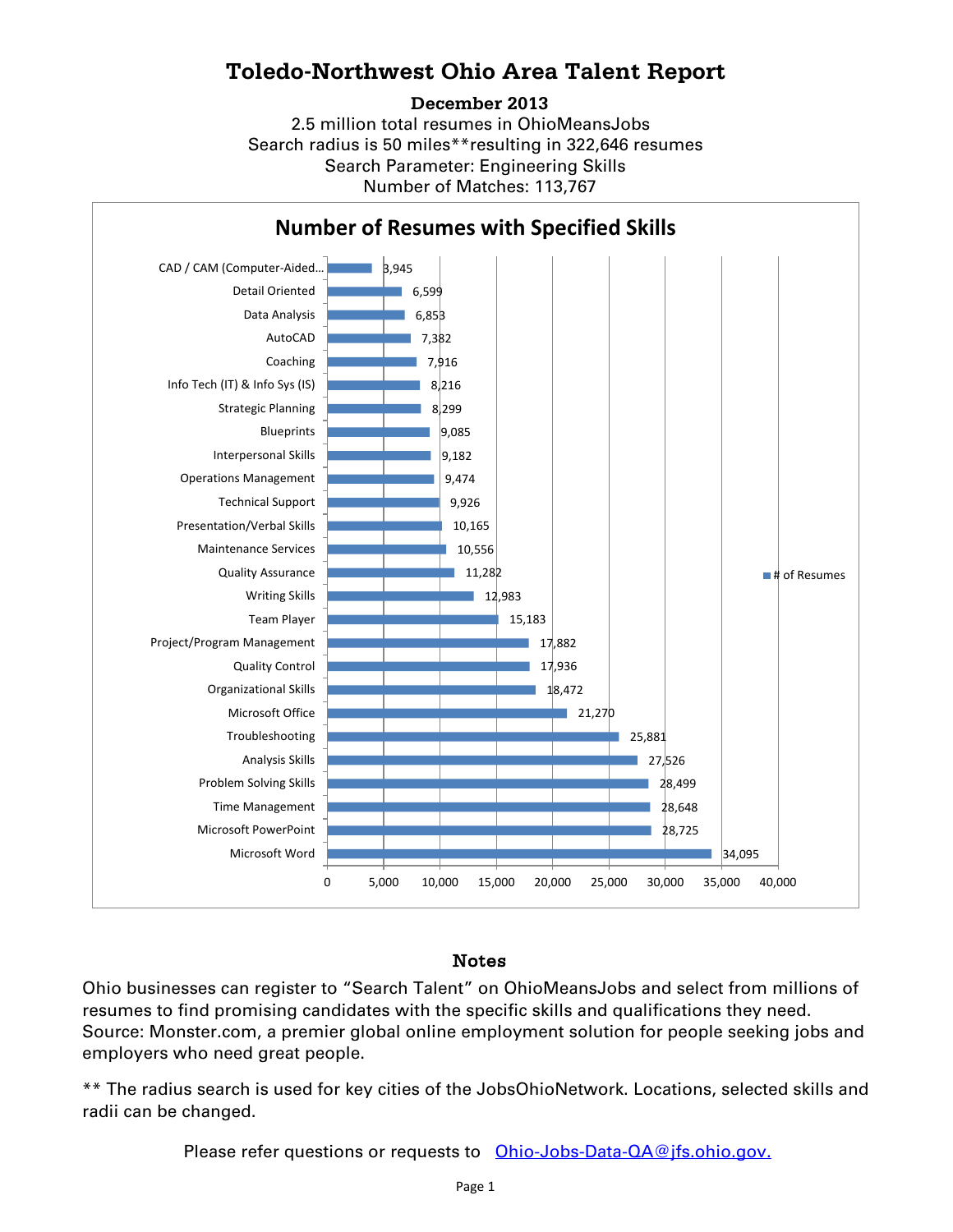# Toledo-Northwest Ohio Area Talent Report

**December 2013**

2.5 million total resumes in OhioMeansJobs
Search radius is 50 miles**resulting in 322,646 resumes
Search Parameter: Engineering Skills
Number of Matches: 113,767

## Number of Resumes with Specified Skills

| Skill | # of Resumes |
| --- | --- |
| CAD / CAM (Computer-Aided… | 3,945 |
| Detail Oriented | 6,599 |
| Data Analysis | 6,853 |
| AutoCAD | 7,382 |
| Coaching | 7,916 |
| Info Tech (IT) & Info Sys (IS) | 8,216 |
| Strategic Planning | 8,299 |
| Blueprints | 9,085 |
| Interpersonal Skills | 9,182 |
| Operations Management | 9,474 |
| Technical Support | 9,926 |
| Presentation/Verbal Skills | 10,165 |
| Maintenance Services | 10,556 |
| Quality Assurance | 11,282 |
| Writing Skills | 12,983 |
| Team Player | 15,183 |
| Project/Program Management | 17,882 |
| Quality Control | 17,936 |
| Organizational Skills | 18,472 |
| Microsoft Office | 21,270 |
| Troubleshooting | 25,881 |
| Analysis Skills | 27,526 |
| Problem Solving Skills | 28,499 |
| Time Management | 28,648 |
| Microsoft PowerPoint | 28,725 |
| Microsoft Word | 34,095 |

## Notes

Ohio businesses can register to "Search Talent" on OhioMeansJobs and select from millions of resumes to find promising candidates with the specific skills and qualifications they need. Source: Monster.com, a premier global online employment solution for people seeking jobs and employers who need great people.

** The radius search is used for key cities of the JobsOhioNetwork. Locations, selected skills and radii can be changed.

Please refer questions or requests to [Ohio-Jobs-Data-QA@jfs.ohio.gov.](mailto:Ohio-Jobs-Data-QA@jfs.ohio.gov)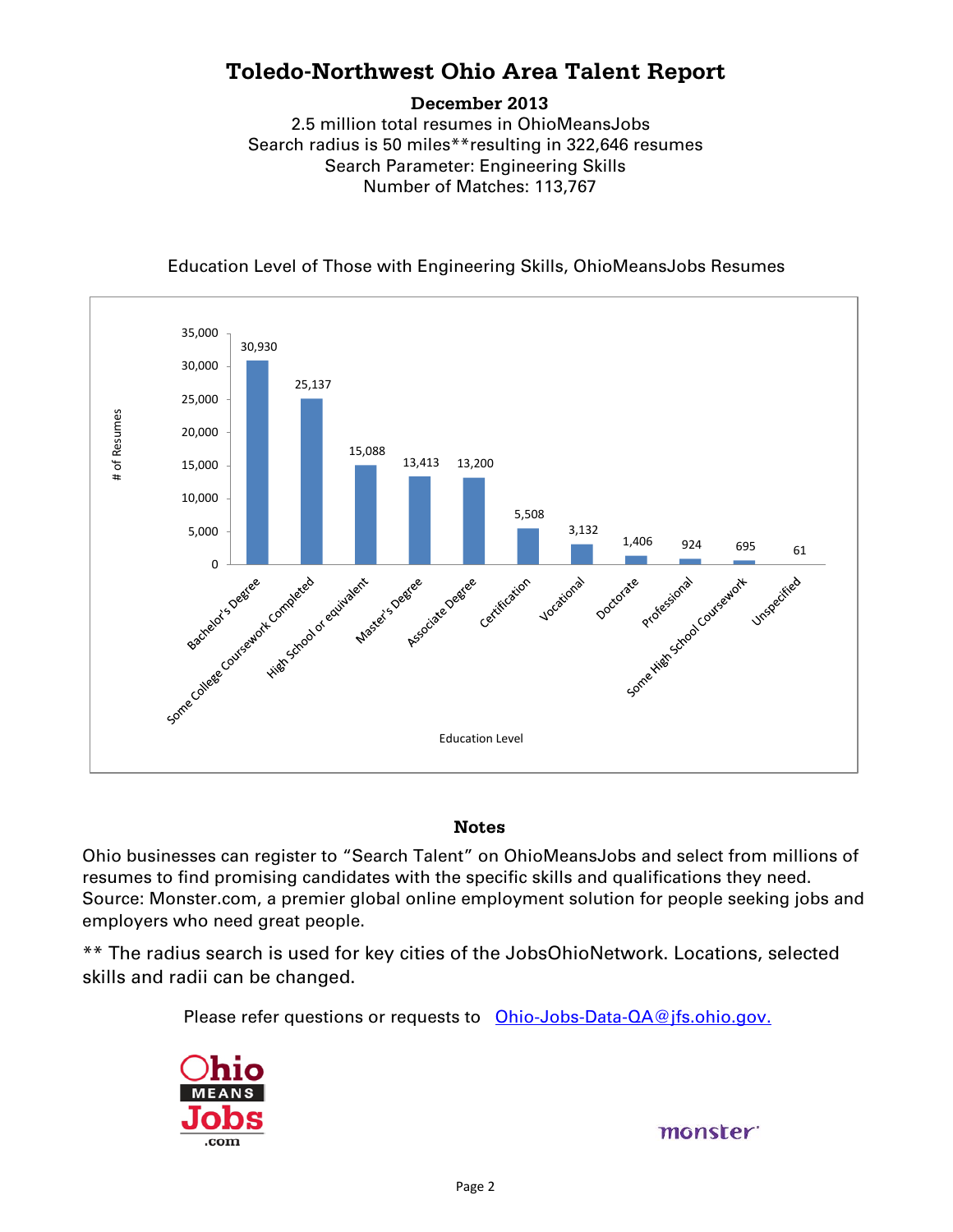# Toledo-Northwest Ohio Area Talent Report

**December 2013**

2.5 million total resumes in OhioMeansJobs

Search radius is 50 miles**resulting in 322,646 resumes

Search Parameter: Engineering Skills

Number of Matches: 113,767

Education Level of Those with Engineering Skills, OhioMeansJobs Resumes

# of Resumes

35,000
30,000
25,000
20,000
15,000
10,000
5,000
0

30,930
25,137
15,088
13,413
13,200
5,508
3,132
1,406
924
695
61

Bachelor's Degree
Some College Coursework Completed
High School or equivalent
Master's Degree
Associate Degree
Certification
Vocational
Doctorate
Professional
Some High School Coursework
Unspecified

Education Level

## Notes

Ohio businesses can register to "Search Talent" on OhioMeansJobs and select from millions of resumes to find promising candidates with the specific skills and qualifications they need. Source: Monster.com, a premier global online employment solution for people seeking jobs and employers who need great people.

** The radius search is used for key cities of the JobsOhioNetwork. Locations, selected skills and radii can be changed.

Please refer questions or requests to Ohio-Jobs-Data-QA@jfs.ohio.gov.

Ohio MEANS Jobs .com

monster